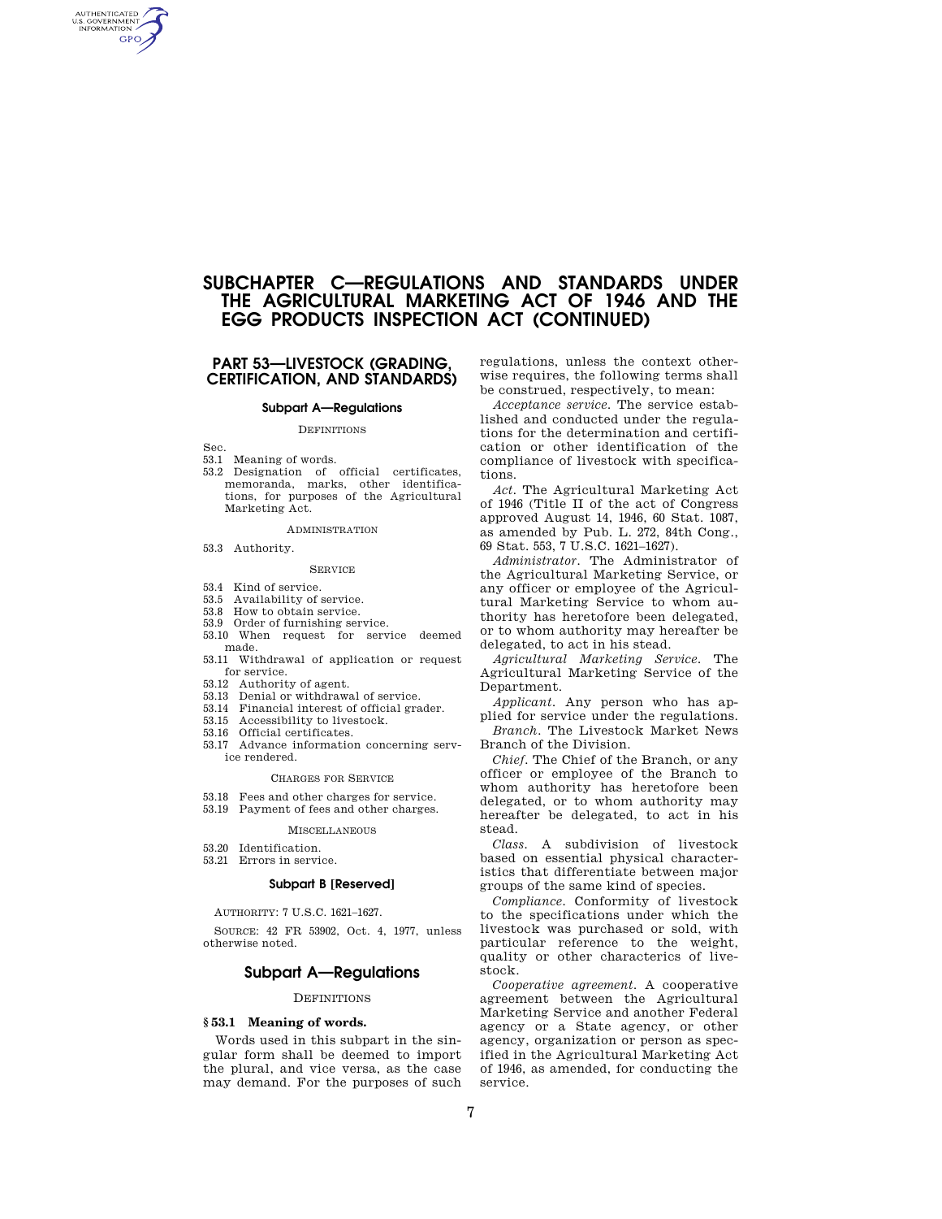# SUBCHAPTER C—REGULATIONS AND STANDARDS UNDER THE AGRICULTURAL MARKETING ACT OF 1946 AND THE EGG PRODUCTS INSPECTION ACT (CONTINUED)

## PART 53—LIVESTOCK (GRADING, CERTIFICATION, AND STANDARDS)

### Subpart A—Regulations

DEFINITIONS

Sec.
53.1 Meaning of words.
53.2 Designation of official certificates, memoranda, marks, other identifications, for purposes of the Agricultural Marketing Act.

ADMINISTRATION

53.3 Authority.

SERVICE

53.4 Kind of service.
53.5 Availability of service.
53.8 How to obtain service.
53.9 Order of furnishing service.
53.10 When request for service deemed made.
53.11 Withdrawal of application or request for service.
53.12 Authority of agent.
53.13 Denial or withdrawal of service.
53.14 Financial interest of official grader.
53.15 Accessibility to livestock.
53.16 Official certificates.
53.17 Advance information concerning service rendered.

CHARGES FOR SERVICE

53.18 Fees and other charges for service.
53.19 Payment of fees and other charges.

MISCELLANEOUS

53.20 Identification.
53.21 Errors in service.

### Subpart B [Reserved]

AUTHORITY: 7 U.S.C. 1621–1627.

SOURCE: 42 FR 53902, Oct. 4, 1977, unless otherwise noted.

## Subpart A—Regulations

DEFINITIONS

### § 53.1 Meaning of words.

Words used in this subpart in the singular form shall be deemed to import the plural, and vice versa, as the case may demand. For the purposes of such regulations, unless the context otherwise requires, the following terms shall be construed, respectively, to mean:

*Acceptance service.* The service established and conducted under the regulations for the determination and certification or other identification of the compliance of livestock with specifications.

*Act.* The Agricultural Marketing Act of 1946 (Title II of the act of Congress approved August 14, 1946, 60 Stat. 1087, as amended by Pub. L. 272, 84th Cong., 69 Stat. 553, 7 U.S.C. 1621–1627).

*Administrator.* The Administrator of the Agricultural Marketing Service, or any officer or employee of the Agricultural Marketing Service to whom authority has heretofore been delegated, or to whom authority may hereafter be delegated, to act in his stead.

*Agricultural Marketing Service.* The Agricultural Marketing Service of the Department.

*Applicant.* Any person who has applied for service under the regulations.

*Branch.* The Livestock Market News Branch of the Division.

*Chief.* The Chief of the Branch, or any officer or employee of the Branch to whom authority has heretofore been delegated, or to whom authority may hereafter be delegated, to act in his stead.

*Class.* A subdivision of livestock based on essential physical characteristics that differentiate between major groups of the same kind of species.

*Compliance.* Conformity of livestock to the specifications under which the livestock was purchased or sold, with particular reference to the weight, quality or other characteristics of livestock.

*Cooperative agreement.* A cooperative agreement between the Agricultural Marketing Service and another Federal agency or a State agency, or other agency, organization or person as specified in the Agricultural Marketing Act of 1946, as amended, for conducting the service.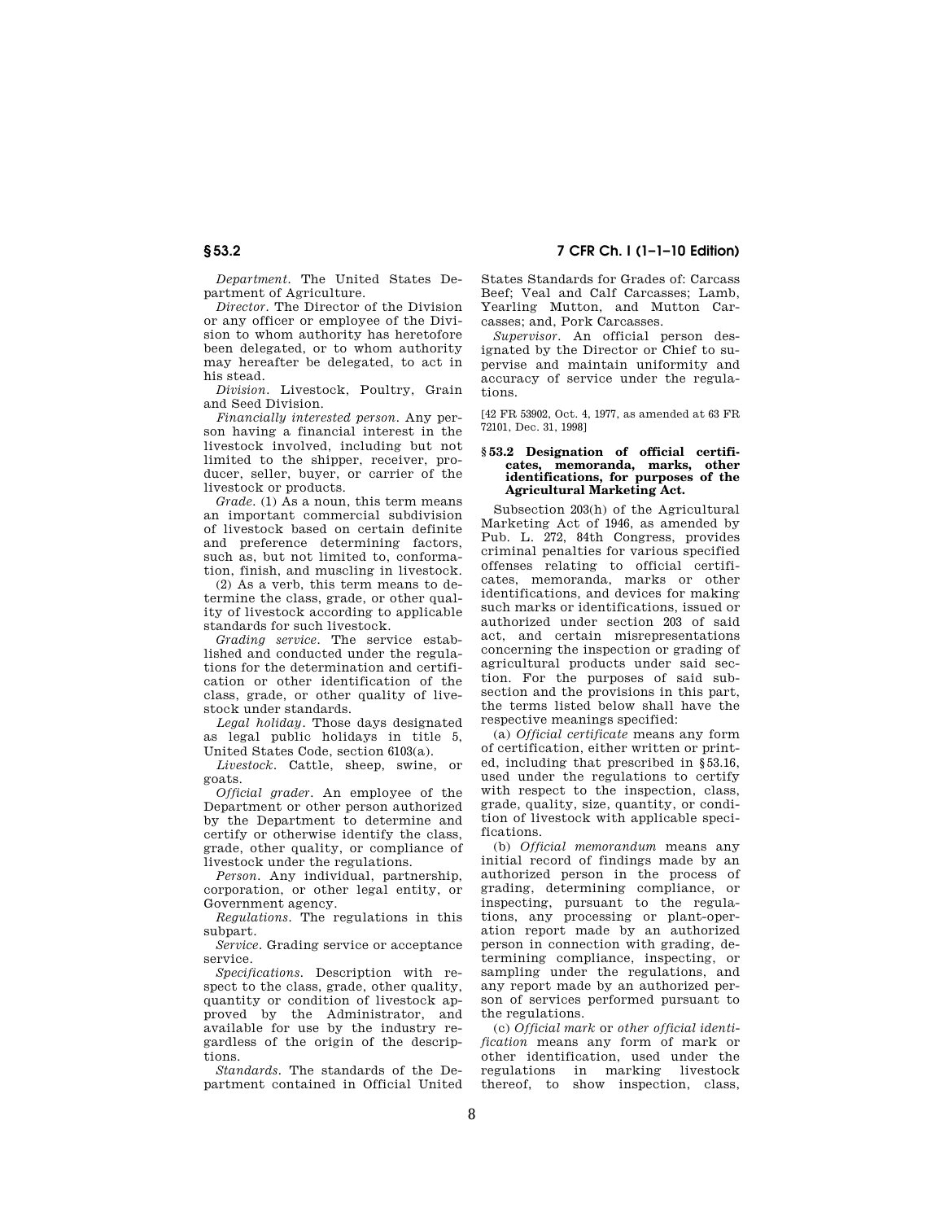*Department.* The United States Department of Agriculture.

*Director.* The Director of the Division or any officer or employee of the Division to whom authority has heretofore been delegated, or to whom authority may hereafter be delegated, to act in his stead.

*Division.* Livestock, Poultry, Grain and Seed Division.

*Financially interested person.* Any person having a financial interest in the livestock involved, including but not limited to the shipper, receiver, producer, seller, buyer, or carrier of the livestock or products.

*Grade.* (1) As a noun, this term means an important commercial subdivision of livestock based on certain definite and preference determining factors, such as, but not limited to, conformation, finish, and muscling in livestock.

(2) As a verb, this term means to determine the class, grade, or other quality of livestock according to applicable standards for such livestock.

*Grading service.* The service established and conducted under the regulations for the determination and certification or other identification of the class, grade, or other quality of livestock under standards.

*Legal holiday.* Those days designated as legal public holidays in title 5, United States Code, section 6103(a).

*Livestock.* Cattle, sheep, swine, or goats.

*Official grader.* An employee of the Department or other person authorized by the Department to determine and certify or otherwise identify the class, grade, other quality, or compliance of livestock under the regulations.

*Person.* Any individual, partnership, corporation, or other legal entity, or Government agency.

*Regulations.* The regulations in this subpart.

*Service.* Grading service or acceptance service.

*Specifications.* Description with respect to the class, grade, other quality, quantity or condition of livestock approved by the Administrator, and available for use by the industry regardless of the origin of the descriptions.

*Standards.* The standards of the Department contained in Official United States Standards for Grades of: Carcass Beef; Veal and Calf Carcasses; Lamb, Yearling Mutton, and Mutton Carcasses; and, Pork Carcasses.

*Supervisor.* An official person designated by the Director or Chief to supervise and maintain uniformity and accuracy of service under the regulations.

[42 FR 53902, Oct. 4, 1977, as amended at 63 FR 72101, Dec. 31, 1998]

### § 53.2 Designation of official certificates, memoranda, marks, other identifications, for purposes of the Agricultural Marketing Act.

Subsection 203(h) of the Agricultural Marketing Act of 1946, as amended by Pub. L. 272, 84th Congress, provides criminal penalties for various specified offenses relating to official certificates, memoranda, marks or other identifications, and devices for making such marks or identifications, issued or authorized under section 203 of said act, and certain misrepresentations concerning the inspection or grading of agricultural products under said section. For the purposes of said subsection and the provisions in this part, the terms listed below shall have the respective meanings specified:

(a) *Official certificate* means any form of certification, either written or printed, including that prescribed in § 53.16, used under the regulations to certify with respect to the inspection, class, grade, quality, size, quantity, or condition of livestock with applicable specifications.

(b) *Official memorandum* means any initial record of findings made by an authorized person in the process of grading, determining compliance, or inspecting, pursuant to the regulations, any processing or plant-operation report made by an authorized person in connection with grading, determining compliance, inspecting, or sampling under the regulations, and any report made by an authorized person of services performed pursuant to the regulations.

(c) *Official mark* or *other official identification* means any form of mark or other identification, used under the regulations in marking livestock thereof, to show inspection, class,